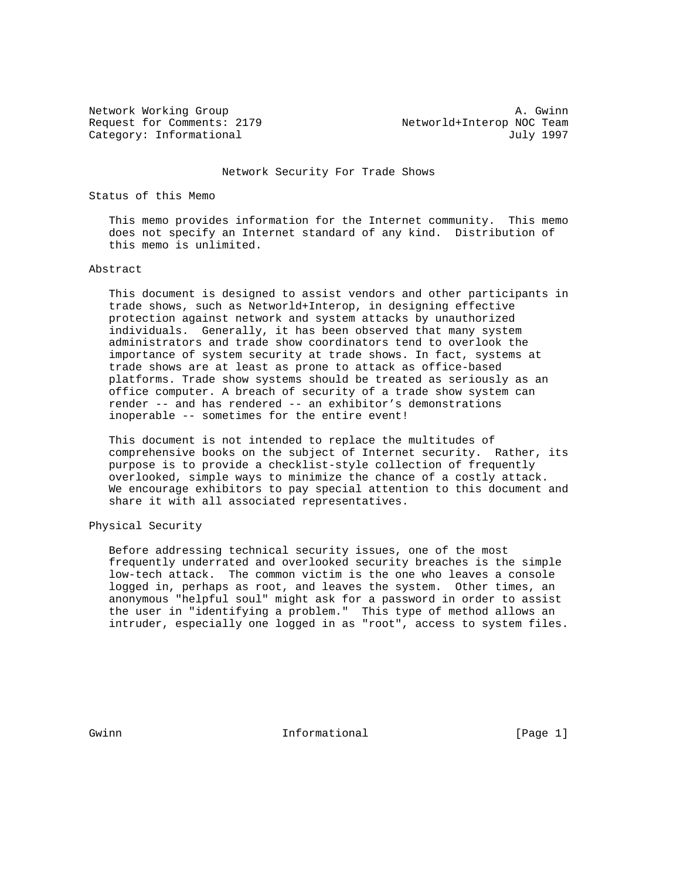Network Working Group A. Gwinn
Request for Comments: 2179 Networld+Interop NOC Team
Category: Informational July 1997

# Network Security For Trade Shows

## Status of this Memo

This memo provides information for the Internet community. This memo does not specify an Internet standard of any kind. Distribution of this memo is unlimited.

## Abstract

This document is designed to assist vendors and other participants in trade shows, such as Networld+Interop, in designing effective protection against network and system attacks by unauthorized individuals. Generally, it has been observed that many system administrators and trade show coordinators tend to overlook the importance of system security at trade shows. In fact, systems at trade shows are at least as prone to attack as office-based platforms. Trade show systems should be treated as seriously as an office computer. A breach of security of a trade show system can render -- and has rendered -- an exhibitor's demonstrations inoperable -- sometimes for the entire event!

This document is not intended to replace the multitudes of comprehensive books on the subject of Internet security. Rather, its purpose is to provide a checklist-style collection of frequently overlooked, simple ways to minimize the chance of a costly attack. We encourage exhibitors to pay special attention to this document and share it with all associated representatives.

## Physical Security

Before addressing technical security issues, one of the most frequently underrated and overlooked security breaches is the simple low-tech attack. The common victim is the one who leaves a console logged in, perhaps as root, and leaves the system. Other times, an anonymous "helpful soul" might ask for a password in order to assist the user in "identifying a problem." This type of method allows an intruder, especially one logged in as "root", access to system files.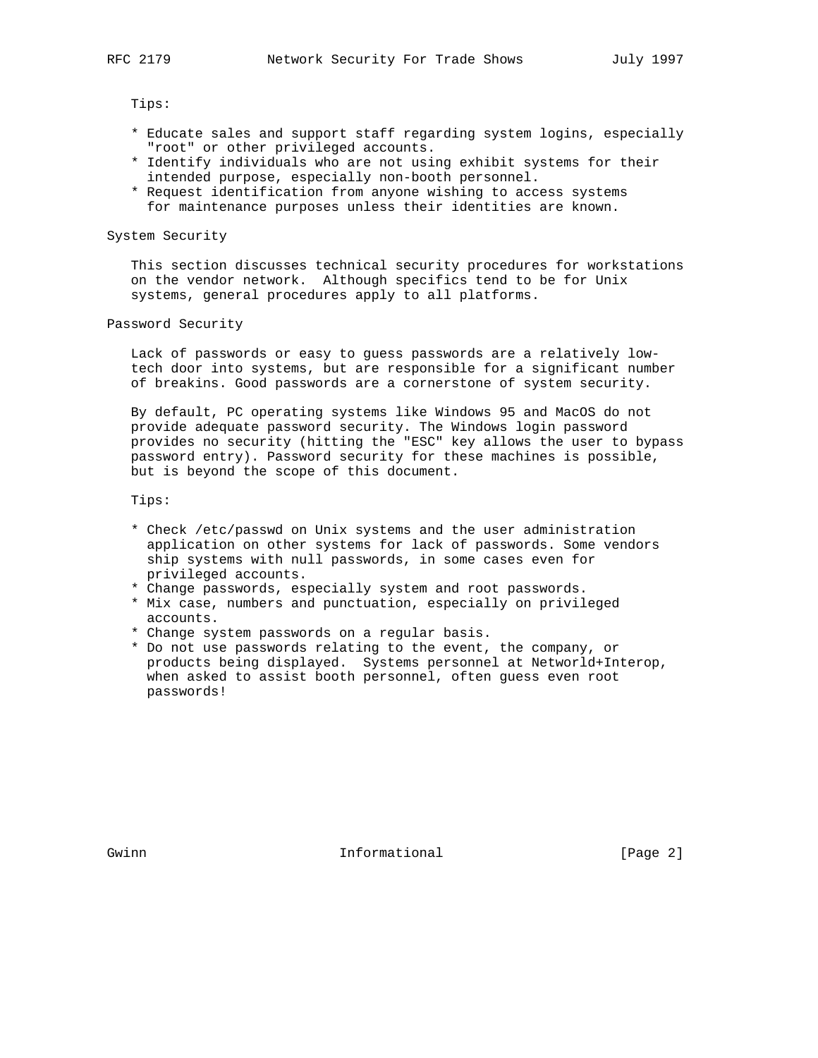Tips:

* Educate sales and support staff regarding system logins, especially "root" or other privileged accounts.
* Identify individuals who are not using exhibit systems for their intended purpose, especially non-booth personnel.
* Request identification from anyone wishing to access systems for maintenance purposes unless their identities are known.

## System Security

This section discusses technical security procedures for workstations on the vendor network. Although specifics tend to be for Unix systems, general procedures apply to all platforms.

## Password Security

Lack of passwords or easy to guess passwords are a relatively low-tech door into systems, but are responsible for a significant number of breakins. Good passwords are a cornerstone of system security.

By default, PC operating systems like Windows 95 and MacOS do not provide adequate password security. The Windows login password provides no security (hitting the "ESC" key allows the user to bypass password entry). Password security for these machines is possible, but is beyond the scope of this document.

Tips:

* Check /etc/passwd on Unix systems and the user administration application on other systems for lack of passwords. Some vendors ship systems with null passwords, in some cases even for privileged accounts.
* Change passwords, especially system and root passwords.
* Mix case, numbers and punctuation, especially on privileged accounts.
* Change system passwords on a regular basis.
* Do not use passwords relating to the event, the company, or products being displayed. Systems personnel at Networld+Interop, when asked to assist booth personnel, often guess even root passwords!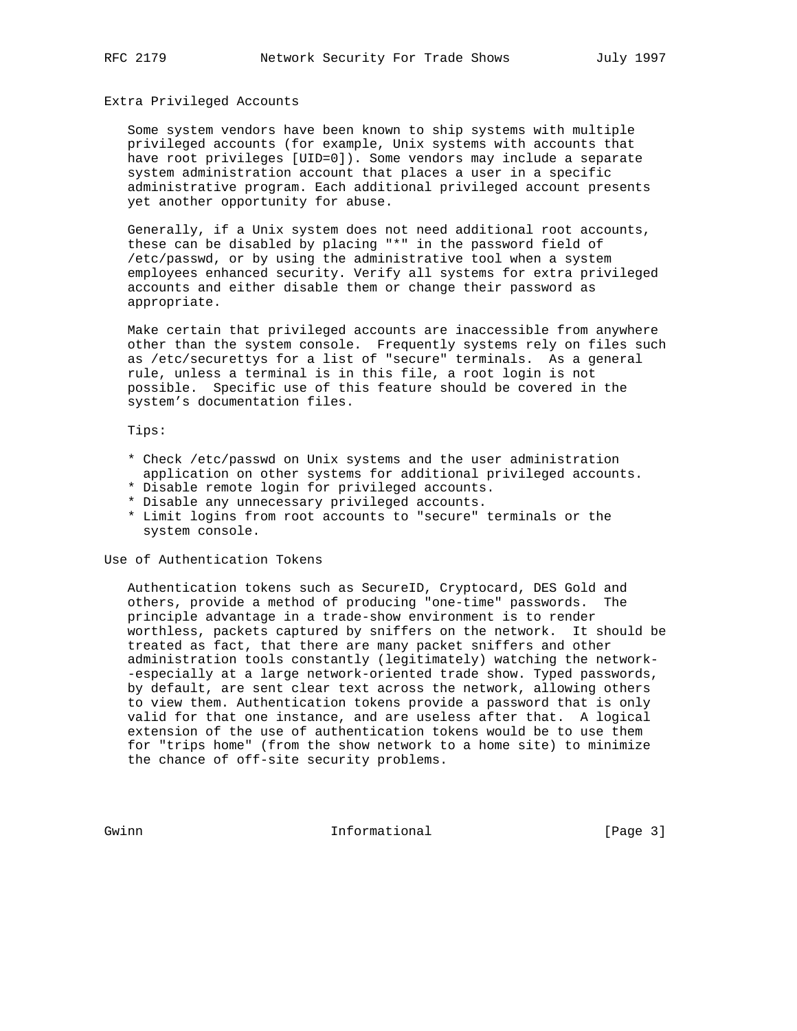## Extra Privileged Accounts

Some system vendors have been known to ship systems with multiple privileged accounts (for example, Unix systems with accounts that have root privileges [UID=0]). Some vendors may include a separate system administration account that places a user in a specific administrative program. Each additional privileged account presents yet another opportunity for abuse.

Generally, if a Unix system does not need additional root accounts, these can be disabled by placing "*" in the password field of /etc/passwd, or by using the administrative tool when a system employees enhanced security. Verify all systems for extra privileged accounts and either disable them or change their password as appropriate.

Make certain that privileged accounts are inaccessible from anywhere other than the system console. Frequently systems rely on files such as /etc/securettys for a list of "secure" terminals. As a general rule, unless a terminal is in this file, a root login is not possible. Specific use of this feature should be covered in the system's documentation files.

Tips:

* Check /etc/passwd on Unix systems and the user administration application on other systems for additional privileged accounts.
* Disable remote login for privileged accounts.
* Disable any unnecessary privileged accounts.
* Limit logins from root accounts to "secure" terminals or the system console.

## Use of Authentication Tokens

Authentication tokens such as SecureID, Cryptocard, DES Gold and others, provide a method of producing "one-time" passwords. The principle advantage in a trade-show environment is to render worthless, packets captured by sniffers on the network. It should be treated as fact, that there are many packet sniffers and other administration tools constantly (legitimately) watching the network--especially at a large network-oriented trade show. Typed passwords, by default, are sent clear text across the network, allowing others to view them. Authentication tokens provide a password that is only valid for that one instance, and are useless after that. A logical extension of the use of authentication tokens would be to use them for "trips home" (from the show network to a home site) to minimize the chance of off-site security problems.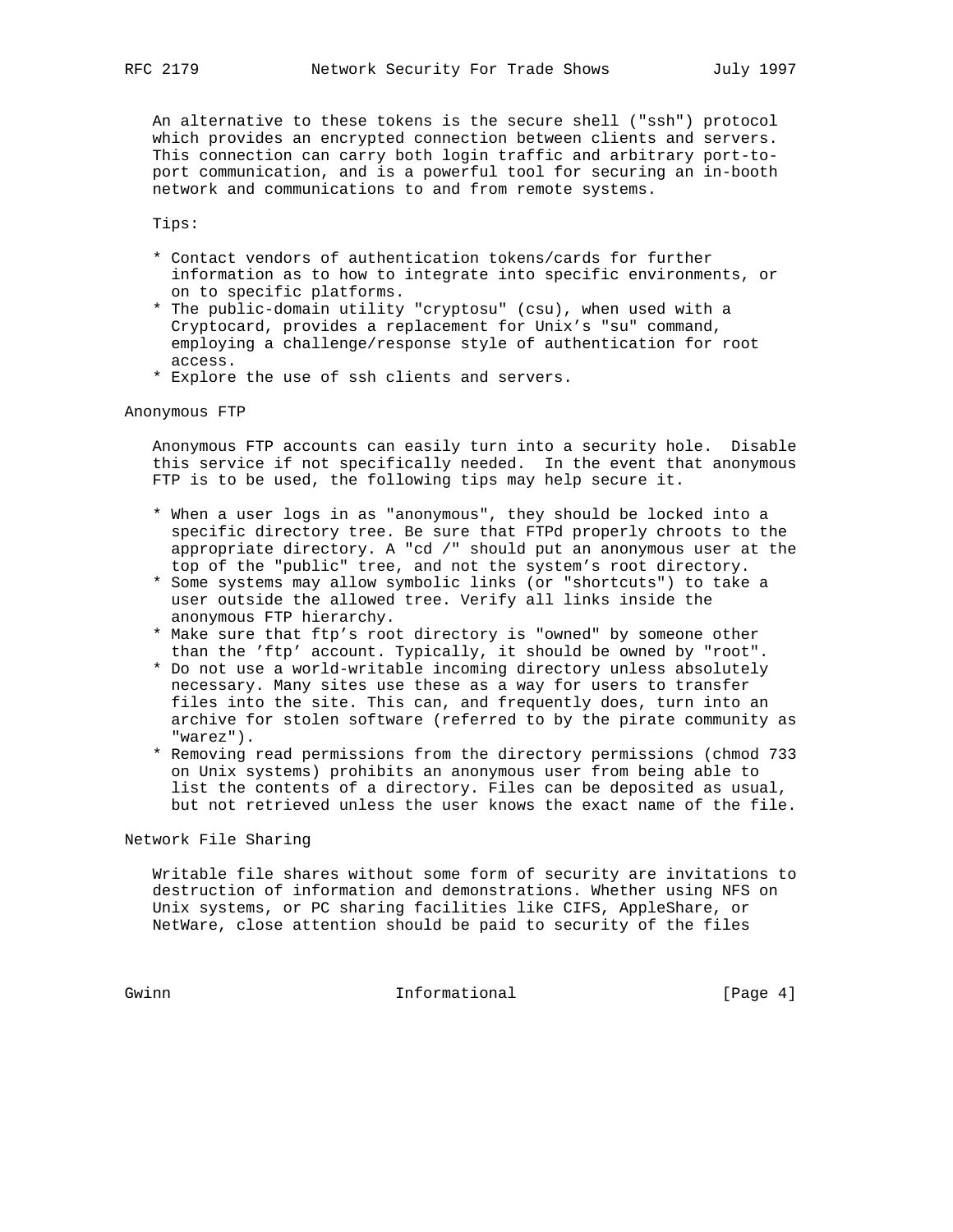An alternative to these tokens is the secure shell ("ssh") protocol which provides an encrypted connection between clients and servers. This connection can carry both login traffic and arbitrary port-to-port communication, and is a powerful tool for securing an in-booth network and communications to and from remote systems.

Tips:

* Contact vendors of authentication tokens/cards for further information as to how to integrate into specific environments, or on to specific platforms.
* The public-domain utility "cryptosu" (csu), when used with a Cryptocard, provides a replacement for Unix's "su" command, employing a challenge/response style of authentication for root access.
* Explore the use of ssh clients and servers.

## Anonymous FTP

Anonymous FTP accounts can easily turn into a security hole. Disable this service if not specifically needed. In the event that anonymous FTP is to be used, the following tips may help secure it.

* When a user logs in as "anonymous", they should be locked into a specific directory tree. Be sure that FTPd properly chroots to the appropriate directory. A "cd /" should put an anonymous user at the top of the "public" tree, and not the system's root directory.
* Some systems may allow symbolic links (or "shortcuts") to take a user outside the allowed tree. Verify all links inside the anonymous FTP hierarchy.
* Make sure that ftp's root directory is "owned" by someone other than the 'ftp' account. Typically, it should be owned by "root".
* Do not use a world-writable incoming directory unless absolutely necessary. Many sites use these as a way for users to transfer files into the site. This can, and frequently does, turn into an archive for stolen software (referred to by the pirate community as "warez").
* Removing read permissions from the directory permissions (chmod 733 on Unix systems) prohibits an anonymous user from being able to list the contents of a directory. Files can be deposited as usual, but not retrieved unless the user knows the exact name of the file.

## Network File Sharing

Writable file shares without some form of security are invitations to destruction of information and demonstrations. Whether using NFS on Unix systems, or PC sharing facilities like CIFS, AppleShare, or NetWare, close attention should be paid to security of the files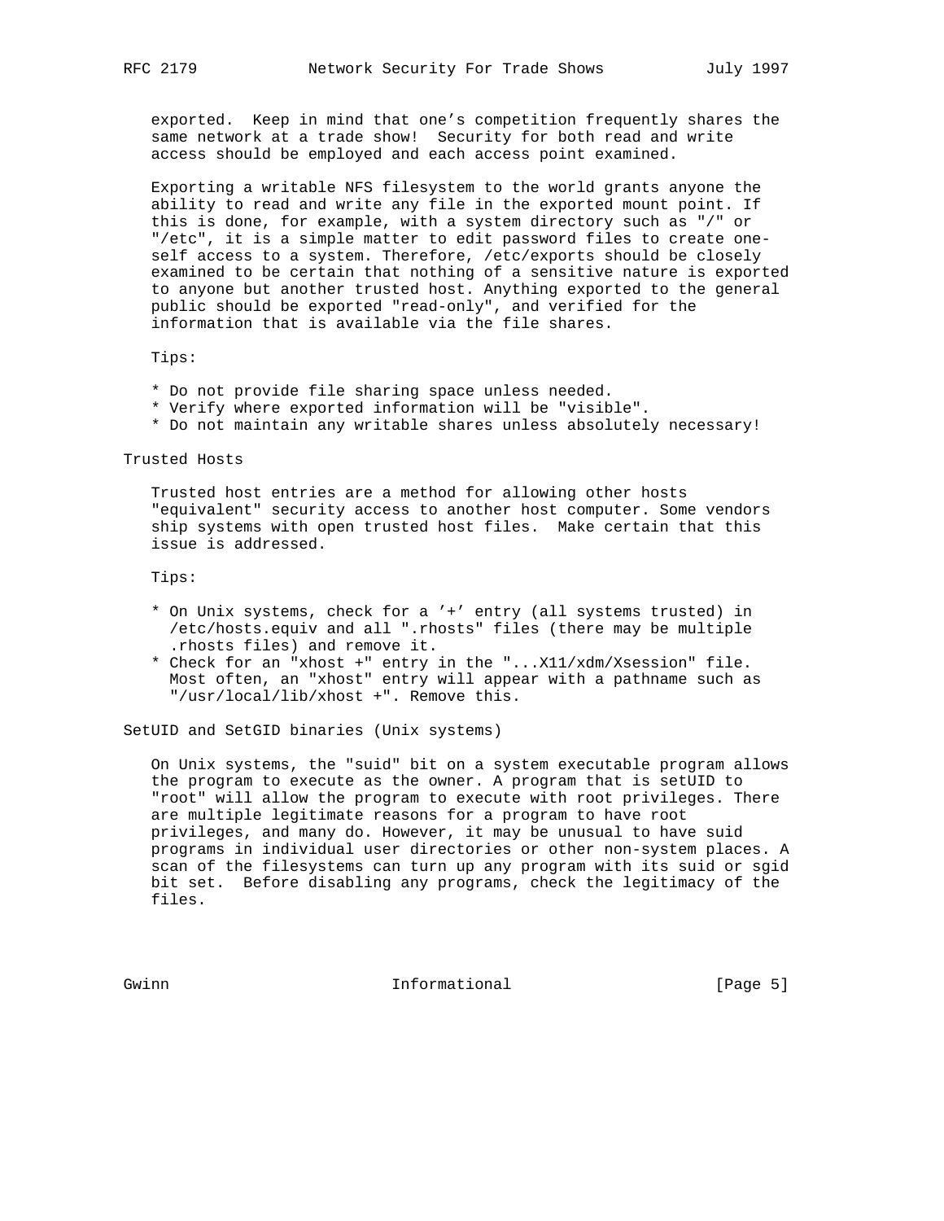exported. Keep in mind that one's competition frequently shares the same network at a trade show! Security for both read and write access should be employed and each access point examined.

Exporting a writable NFS filesystem to the world grants anyone the ability to read and write any file in the exported mount point. If this is done, for example, with a system directory such as "/" or "/etc", it is a simple matter to edit password files to create oneself access to a system. Therefore, /etc/exports should be closely examined to be certain that nothing of a sensitive nature is exported to anyone but another trusted host. Anything exported to the general public should be exported "read-only", and verified for the information that is available via the file shares.

Tips:

* Do not provide file sharing space unless needed.
* Verify where exported information will be "visible".
* Do not maintain any writable shares unless absolutely necessary!

## Trusted Hosts

Trusted host entries are a method for allowing other hosts "equivalent" security access to another host computer. Some vendors ship systems with open trusted host files. Make certain that this issue is addressed.

Tips:

* On Unix systems, check for a '+' entry (all systems trusted) in /etc/hosts.equiv and all ".rhosts" files (there may be multiple .rhosts files) and remove it.
* Check for an "xhost +" entry in the "...X11/xdm/Xsession" file. Most often, an "xhost" entry will appear with a pathname such as "/usr/local/lib/xhost +". Remove this.

## SetUID and SetGID binaries (Unix systems)

On Unix systems, the "suid" bit on a system executable program allows the program to execute as the owner. A program that is setUID to "root" will allow the program to execute with root privileges. There are multiple legitimate reasons for a program to have root privileges, and many do. However, it may be unusual to have suid programs in individual user directories or other non-system places. A scan of the filesystems can turn up any program with its suid or sgid bit set. Before disabling any programs, check the legitimacy of the files.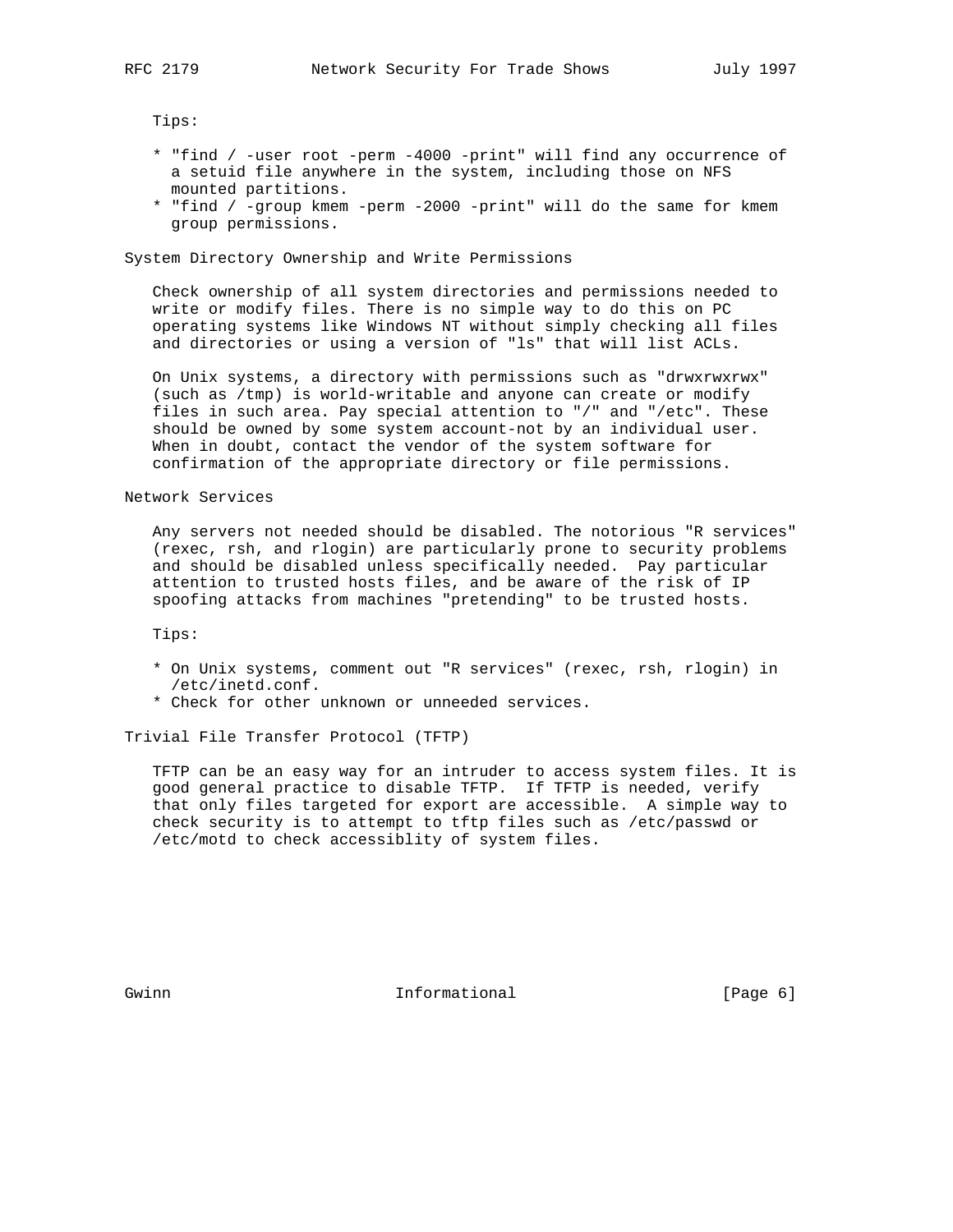Tips:

* "find / -user root -perm -4000 -print" will find any occurrence of a setuid file anywhere in the system, including those on NFS mounted partitions.
* "find / -group kmem -perm -2000 -print" will do the same for kmem group permissions.

### System Directory Ownership and Write Permissions

Check ownership of all system directories and permissions needed to write or modify files. There is no simple way to do this on PC operating systems like Windows NT without simply checking all files and directories or using a version of "ls" that will list ACLs.

On Unix systems, a directory with permissions such as "drwxrwxrwx" (such as /tmp) is world-writable and anyone can create or modify files in such area. Pay special attention to "/" and "/etc". These should be owned by some system account-not by an individual user. When in doubt, contact the vendor of the system software for confirmation of the appropriate directory or file permissions.

### Network Services

Any servers not needed should be disabled. The notorious "R services" (rexec, rsh, and rlogin) are particularly prone to security problems and should be disabled unless specifically needed. Pay particular attention to trusted hosts files, and be aware of the risk of IP spoofing attacks from machines "pretending" to be trusted hosts.

Tips:

* On Unix systems, comment out "R services" (rexec, rsh, rlogin) in /etc/inetd.conf.
* Check for other unknown or unneeded services.

### Trivial File Transfer Protocol (TFTP)

TFTP can be an easy way for an intruder to access system files. It is good general practice to disable TFTP. If TFTP is needed, verify that only files targeted for export are accessible. A simple way to check security is to attempt to tftp files such as /etc/passwd or /etc/motd to check accessiblity of system files.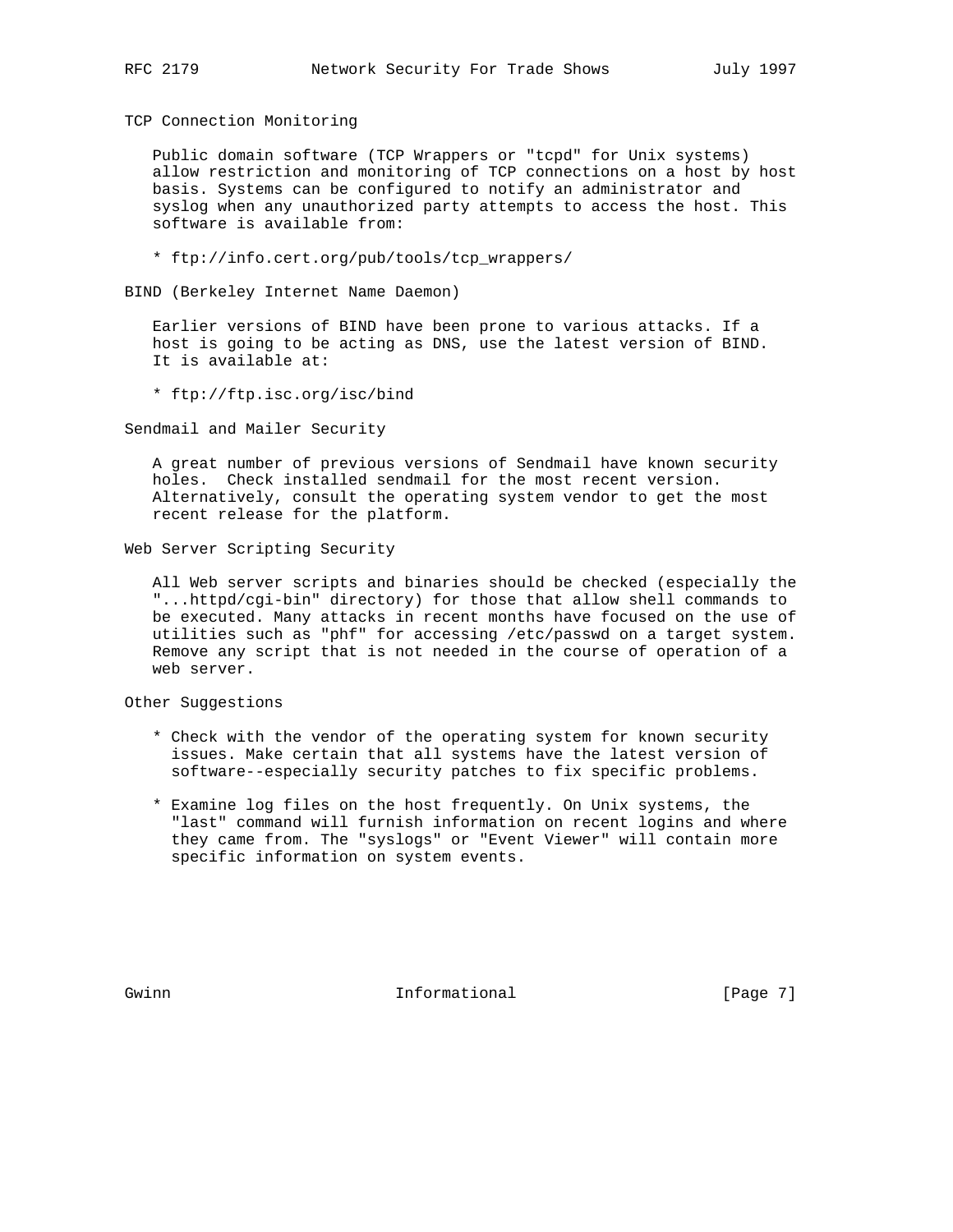### TCP Connection Monitoring

Public domain software (TCP Wrappers or "tcpd" for Unix systems) allow restriction and monitoring of TCP connections on a host by host basis. Systems can be configured to notify an administrator and syslog when any unauthorized party attempts to access the host. This software is available from:

* ftp://info.cert.org/pub/tools/tcp_wrappers/

### BIND (Berkeley Internet Name Daemon)

Earlier versions of BIND have been prone to various attacks. If a host is going to be acting as DNS, use the latest version of BIND. It is available at:

* ftp://ftp.isc.org/isc/bind

### Sendmail and Mailer Security

A great number of previous versions of Sendmail have known security holes. Check installed sendmail for the most recent version. Alternatively, consult the operating system vendor to get the most recent release for the platform.

### Web Server Scripting Security

All Web server scripts and binaries should be checked (especially the "...httpd/cgi-bin" directory) for those that allow shell commands to be executed. Many attacks in recent months have focused on the use of utilities such as "phf" for accessing /etc/passwd on a target system. Remove any script that is not needed in the course of operation of a web server.

### Other Suggestions

* Check with the vendor of the operating system for known security issues. Make certain that all systems have the latest version of software--especially security patches to fix specific problems.

* Examine log files on the host frequently. On Unix systems, the "last" command will furnish information on recent logins and where they came from. The "syslogs" or "Event Viewer" will contain more specific information on system events.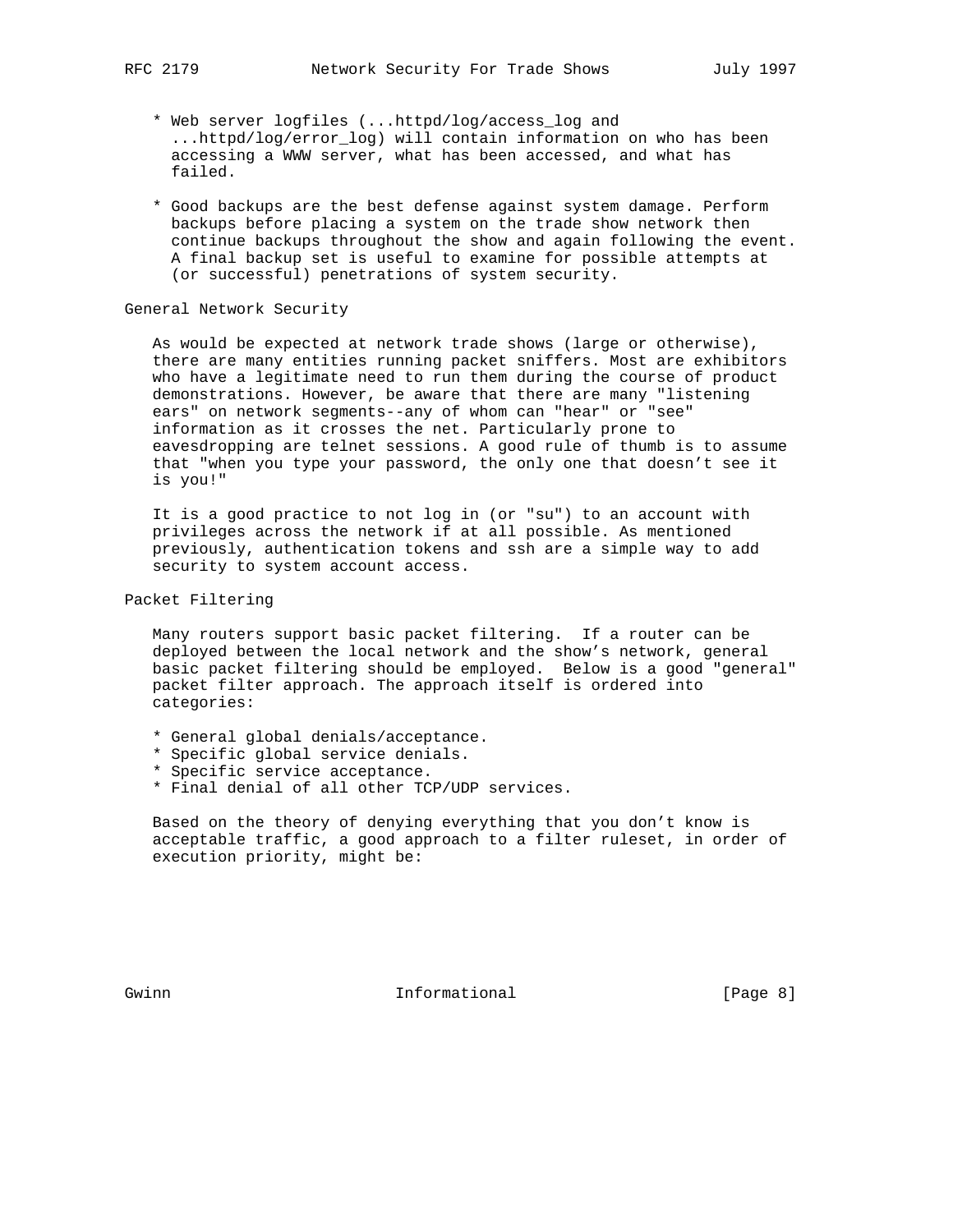* Web server logfiles (...httpd/log/access_log and ...httpd/log/error_log) will contain information on who has been accessing a WWW server, what has been accessed, and what has failed.

* Good backups are the best defense against system damage. Perform backups before placing a system on the trade show network then continue backups throughout the show and again following the event. A final backup set is useful to examine for possible attempts at (or successful) penetrations of system security.

## General Network Security

As would be expected at network trade shows (large or otherwise), there are many entities running packet sniffers. Most are exhibitors who have a legitimate need to run them during the course of product demonstrations. However, be aware that there are many "listening ears" on network segments--any of whom can "hear" or "see" information as it crosses the net. Particularly prone to eavesdropping are telnet sessions. A good rule of thumb is to assume that "when you type your password, the only one that doesn't see it is you!"

It is a good practice to not log in (or "su") to an account with privileges across the network if at all possible. As mentioned previously, authentication tokens and ssh are a simple way to add security to system account access.

## Packet Filtering

Many routers support basic packet filtering. If a router can be deployed between the local network and the show's network, general basic packet filtering should be employed. Below is a good "general" packet filter approach. The approach itself is ordered into categories:

* General global denials/acceptance.
* Specific global service denials.
* Specific service acceptance.
* Final denial of all other TCP/UDP services.

Based on the theory of denying everything that you don't know is acceptable traffic, a good approach to a filter ruleset, in order of execution priority, might be: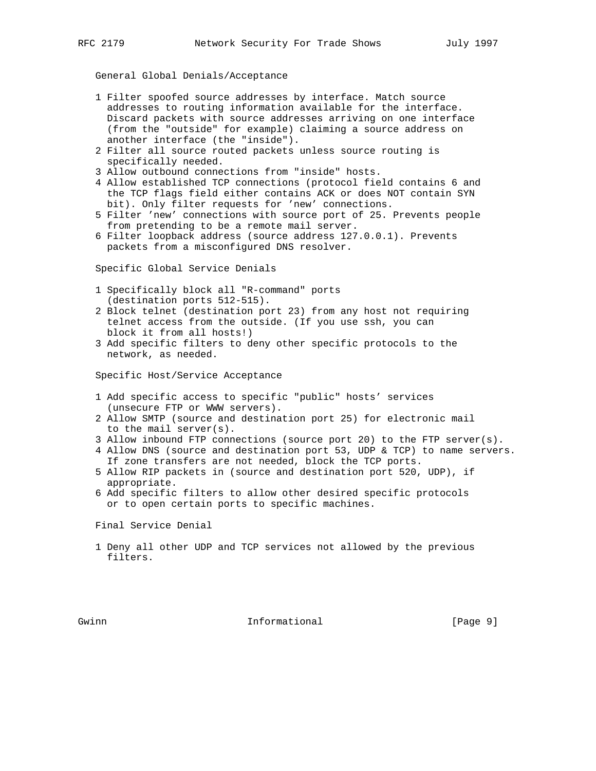General Global Denials/Acceptance

1. Filter spoofed source addresses by interface. Match source addresses to routing information available for the interface. Discard packets with source addresses arriving on one interface (from the "outside" for example) claiming a source address on another interface (the "inside").
2. Filter all source routed packets unless source routing is specifically needed.
3. Allow outbound connections from "inside" hosts.
4. Allow established TCP connections (protocol field contains 6 and the TCP flags field either contains ACK or does NOT contain SYN bit). Only filter requests for 'new' connections.
5. Filter 'new' connections with source port of 25. Prevents people from pretending to be a remote mail server.
6. Filter loopback address (source address 127.0.0.1). Prevents packets from a misconfigured DNS resolver.

Specific Global Service Denials

1. Specifically block all "R-command" ports (destination ports 512-515).
2. Block telnet (destination port 23) from any host not requiring telnet access from the outside. (If you use ssh, you can block it from all hosts!)
3. Add specific filters to deny other specific protocols to the network, as needed.

Specific Host/Service Acceptance

1. Add specific access to specific "public" hosts' services (unsecure FTP or WWW servers).
2. Allow SMTP (source and destination port 25) for electronic mail to the mail server(s).
3. Allow inbound FTP connections (source port 20) to the FTP server(s).
4. Allow DNS (source and destination port 53, UDP & TCP) to name servers. If zone transfers are not needed, block the TCP ports.
5. Allow RIP packets in (source and destination port 520, UDP), if appropriate.
6. Add specific filters to allow other desired specific protocols or to open certain ports to specific machines.

Final Service Denial

1. Deny all other UDP and TCP services not allowed by the previous filters.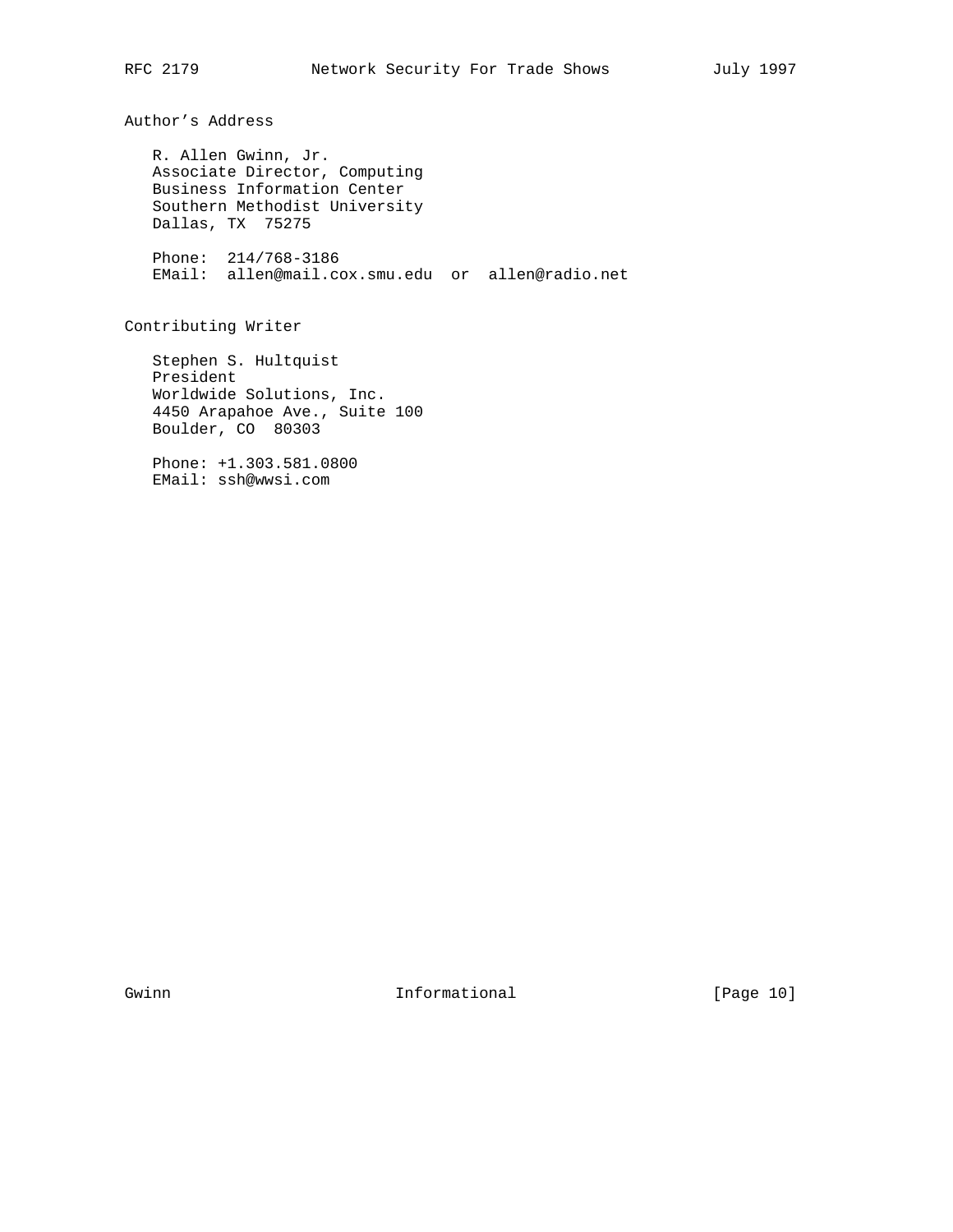## Author's Address

R. Allen Gwinn, Jr.
Associate Director, Computing
Business Information Center
Southern Methodist University
Dallas, TX  75275

Phone:  214/768-3186
EMail:  allen@mail.cox.smu.edu  or  allen@radio.net

## Contributing Writer

Stephen S. Hultquist
President
Worldwide Solutions, Inc.
4450 Arapahoe Ave., Suite 100
Boulder, CO  80303

Phone: +1.303.581.0800
EMail: ssh@wwsi.com